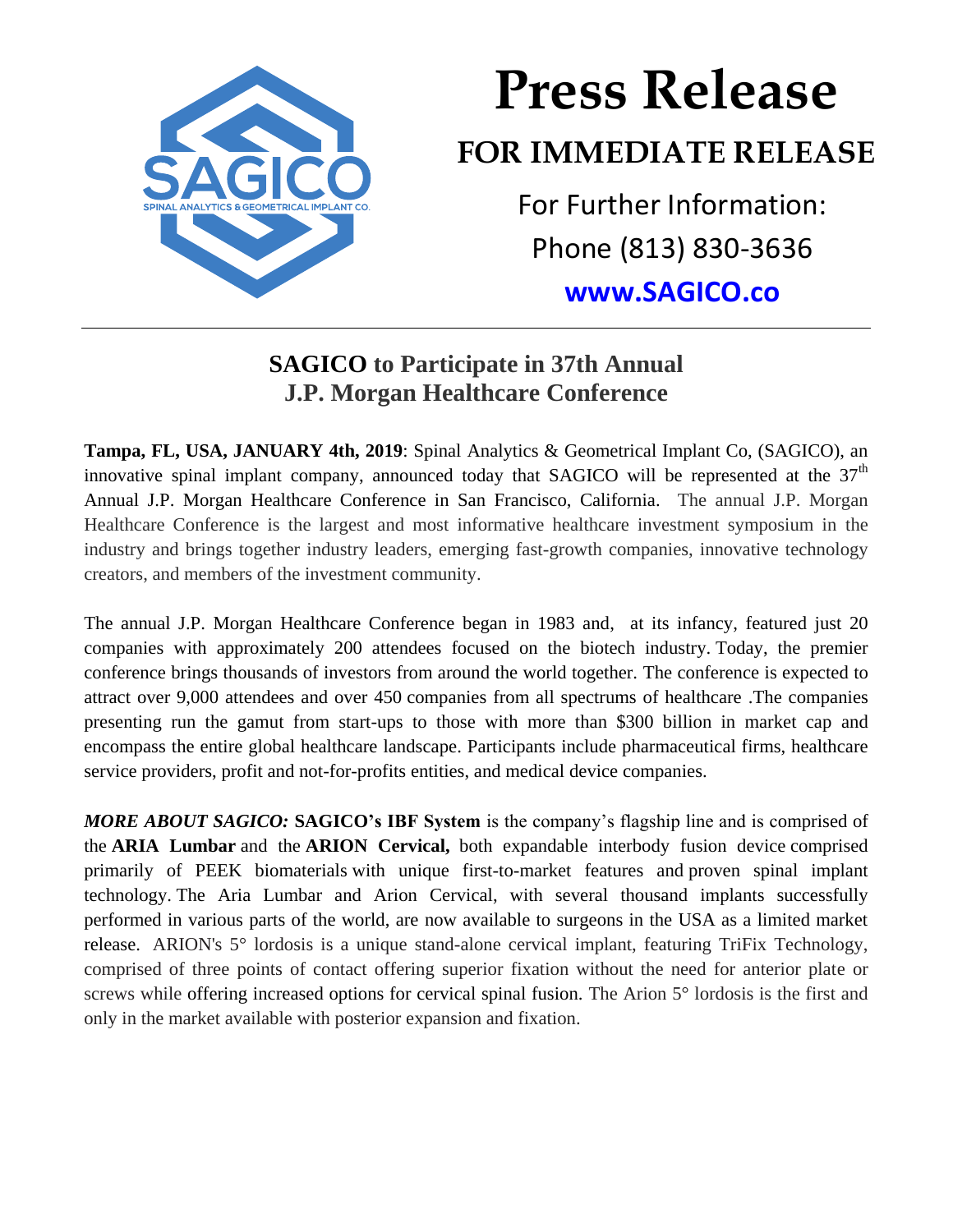SAGICO

SPINAL ANALYTICS & GEOMETRICAL IMPLANT CO.

# Press Release

## FOR IMMEDIATE RELEASE

For Further Information:

Phone (813) 830-3636

**www.SAGICO.co**

---

## SAGICO to Participate in 37th Annual J.P. Morgan Healthcare Conference

**Tampa, FL, USA, JANUARY 4th, 2019**: Spinal Analytics & Geometrical Implant Co, (SAGICO), an innovative spinal implant company, announced today that SAGICO will be represented at the 37th Annual J.P. Morgan Healthcare Conference in San Francisco, California. The annual J.P. Morgan Healthcare Conference is the largest and most informative healthcare investment symposium in the industry and brings together industry leaders, emerging fast-growth companies, innovative technology creators, and members of the investment community.

The annual J.P. Morgan Healthcare Conference began in 1983 and, at its infancy, featured just 20 companies with approximately 200 attendees focused on the biotech industry. Today, the premier conference brings thousands of investors from around the world together. The conference is expected to attract over 9,000 attendees and over 450 companies from all spectrums of healthcare .The companies presenting run the gamut from start-ups to those with more than $300 billion in market cap and encompass the entire global healthcare landscape. Participants include pharmaceutical firms, healthcare service providers, profit and not-for-profits entities, and medical device companies.

***MORE ABOUT SAGICO:*** **SAGICO's IBF System** is the company's flagship line and is comprised of the **ARIA Lumbar** and the **ARION Cervical,** both expandable interbody fusion device comprised primarily of PEEK biomaterials with unique first-to-market features and proven spinal implant technology. The Aria Lumbar and Arion Cervical, with several thousand implants successfully performed in various parts of the world, are now available to surgeons in the USA as a limited market release. ARION's 5° lordosis is a unique stand-alone cervical implant, featuring TriFix Technology, comprised of three points of contact offering superior fixation without the need for anterior plate or screws while offering increased options for cervical spinal fusion. The Arion 5° lordosis is the first and only in the market available with posterior expansion and fixation.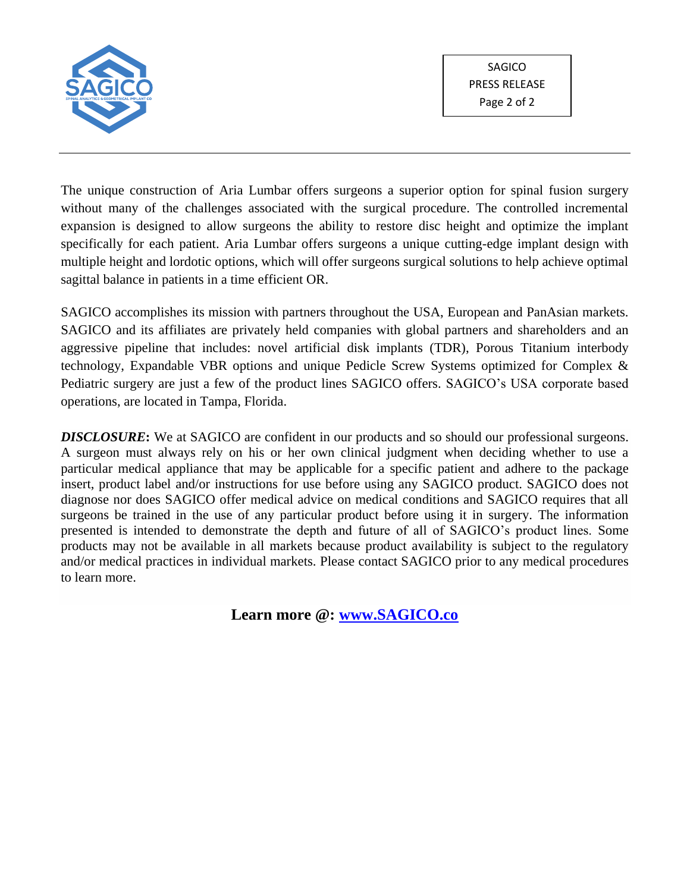The unique construction of Aria Lumbar offers surgeons a superior option for spinal fusion surgery without many of the challenges associated with the surgical procedure. The controlled incremental expansion is designed to allow surgeons the ability to restore disc height and optimize the implant specifically for each patient. Aria Lumbar offers surgeons a unique cutting-edge implant design with multiple height and lordotic options, which will offer surgeons surgical solutions to help achieve optimal sagittal balance in patients in a time efficient OR.

SAGICO accomplishes its mission with partners throughout the USA, European and PanAsian markets. SAGICO and its affiliates are privately held companies with global partners and shareholders and an aggressive pipeline that includes: novel artificial disk implants (TDR), Porous Titanium interbody technology, Expandable VBR options and unique Pedicle Screw Systems optimized for Complex & Pediatric surgery are just a few of the product lines SAGICO offers. SAGICO's USA corporate based operations, are located in Tampa, Florida.

***DISCLOSURE*:** We at SAGICO are confident in our products and so should our professional surgeons. A surgeon must always rely on his or her own clinical judgment when deciding whether to use a particular medical appliance that may be applicable for a specific patient and adhere to the package insert, product label and/or instructions for use before using any SAGICO product. SAGICO does not diagnose nor does SAGICO offer medical advice on medical conditions and SAGICO requires that all surgeons be trained in the use of any particular product before using it in surgery. The information presented is intended to demonstrate the depth and future of all of SAGICO's product lines. Some products may not be available in all markets because product availability is subject to the regulatory and/or medical practices in individual markets. Please contact SAGICO prior to any medical procedures to learn more.

**Learn more @: [www.SAGICO.co](http://www.SAGICO.co)**